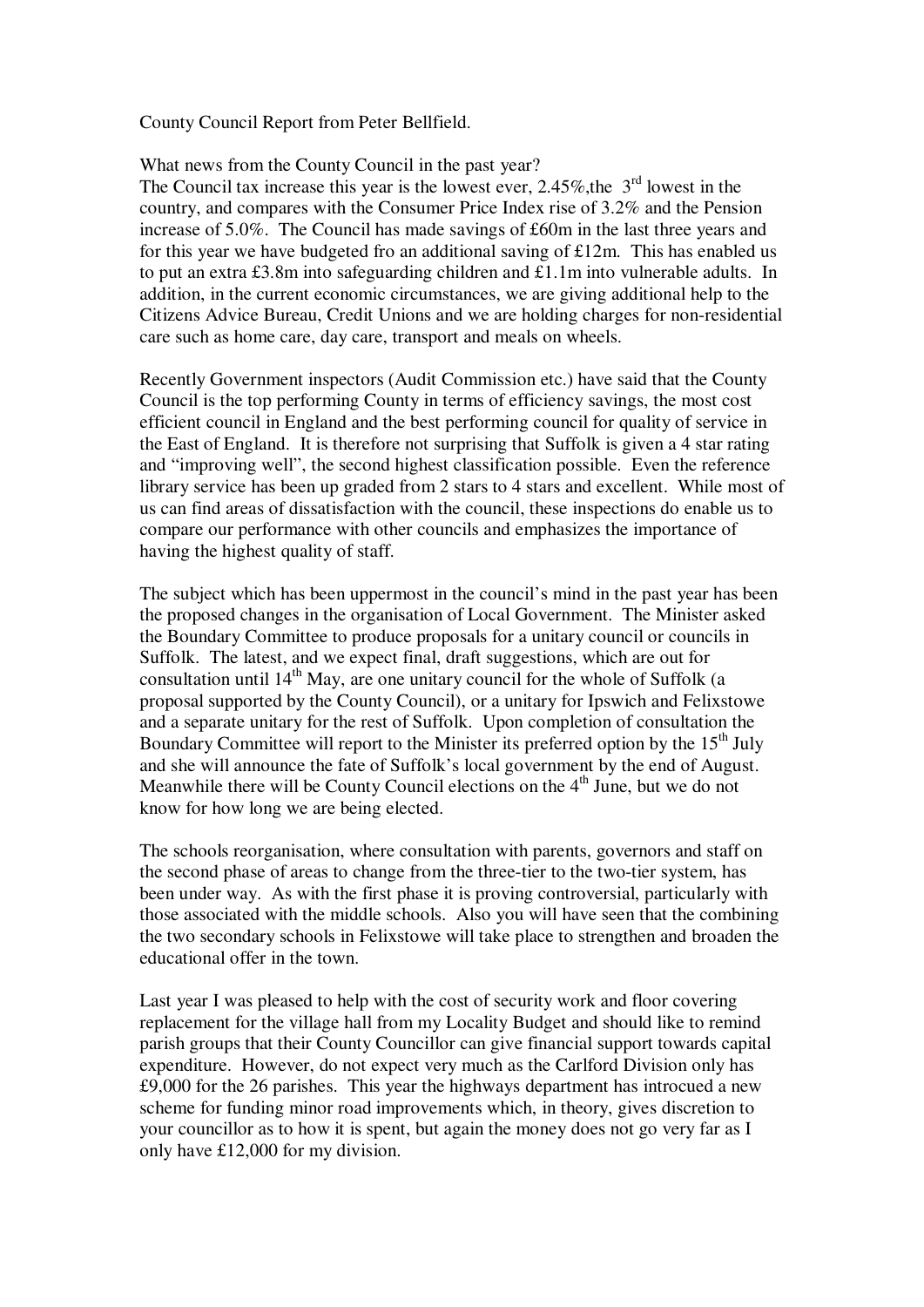County Council Report from Peter Bellfield.

What news from the County Council in the past year?
The Council tax increase this year is the lowest ever, 2.45%,the 3rd lowest in the country, and compares with the Consumer Price Index rise of 3.2% and the Pension increase of 5.0%. The Council has made savings of £60m in the last three years and for this year we have budgeted fro an additional saving of £12m. This has enabled us to put an extra £3.8m into safeguarding children and £1.1m into vulnerable adults. In addition, in the current economic circumstances, we are giving additional help to the Citizens Advice Bureau, Credit Unions and we are holding charges for non-residential care such as home care, day care, transport and meals on wheels.

Recently Government inspectors (Audit Commission etc.) have said that the County Council is the top performing County in terms of efficiency savings, the most cost efficient council in England and the best performing council for quality of service in the East of England. It is therefore not surprising that Suffolk is given a 4 star rating and "improving well", the second highest classification possible. Even the reference library service has been up graded from 2 stars to 4 stars and excellent. While most of us can find areas of dissatisfaction with the council, these inspections do enable us to compare our performance with other councils and emphasizes the importance of having the highest quality of staff.

The subject which has been uppermost in the council's mind in the past year has been the proposed changes in the organisation of Local Government. The Minister asked the Boundary Committee to produce proposals for a unitary council or councils in Suffolk. The latest, and we expect final, draft suggestions, which are out for consultation until 14th May, are one unitary council for the whole of Suffolk (a proposal supported by the County Council), or a unitary for Ipswich and Felixstowe and a separate unitary for the rest of Suffolk. Upon completion of consultation the Boundary Committee will report to the Minister its preferred option by the 15th July and she will announce the fate of Suffolk's local government by the end of August. Meanwhile there will be County Council elections on the 4th June, but we do not know for how long we are being elected.

The schools reorganisation, where consultation with parents, governors and staff on the second phase of areas to change from the three-tier to the two-tier system, has been under way. As with the first phase it is proving controversial, particularly with those associated with the middle schools. Also you will have seen that the combining the two secondary schools in Felixstowe will take place to strengthen and broaden the educational offer in the town.

Last year I was pleased to help with the cost of security work and floor covering replacement for the village hall from my Locality Budget and should like to remind parish groups that their County Councillor can give financial support towards capital expenditure. However, do not expect very much as the Carlford Division only has £9,000 for the 26 parishes. This year the highways department has introcued a new scheme for funding minor road improvements which, in theory, gives discretion to your councillor as to how it is spent, but again the money does not go very far as I only have £12,000 for my division.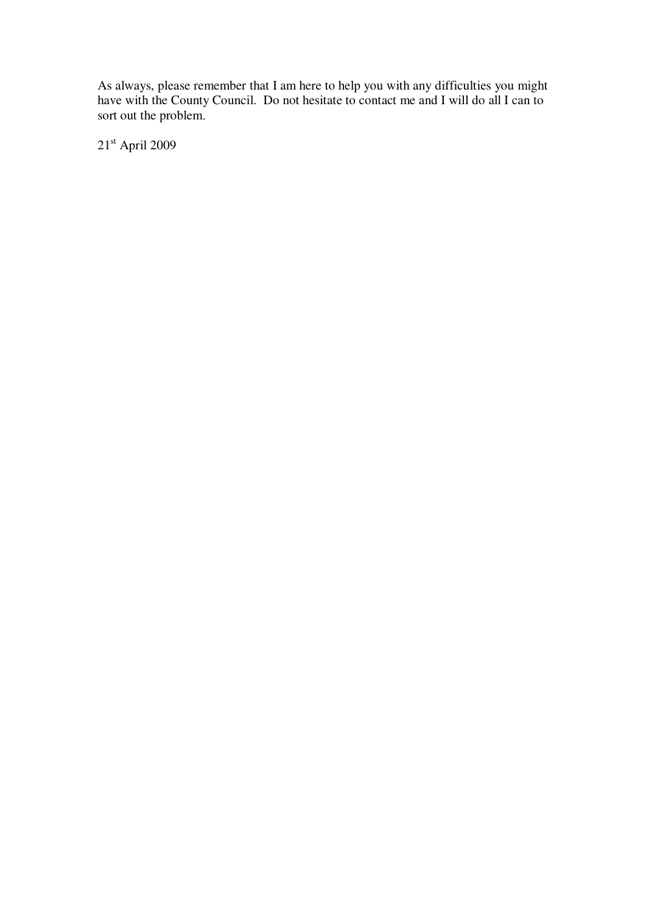As always, please remember that I am here to help you with any difficulties you might have with the County Council. Do not hesitate to contact me and I will do all I can to sort out the problem.

21st April 2009